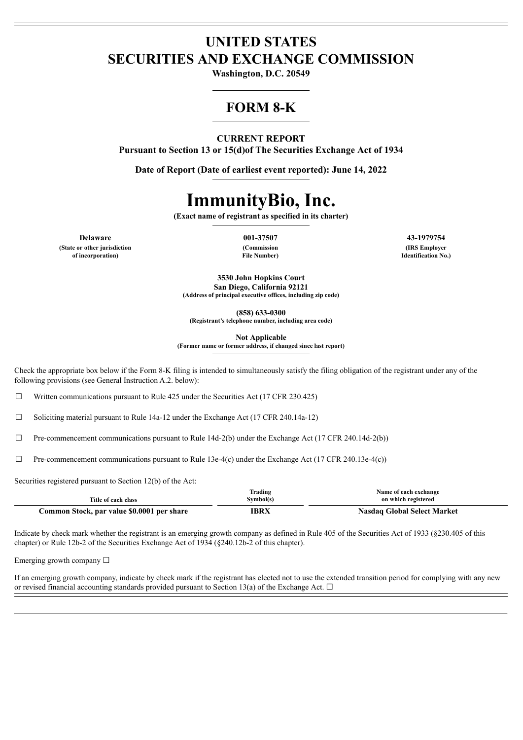# UNITED STATES
# SECURITIES AND EXCHANGE COMMISSION

**Washington, D.C. 20549**

# FORM 8-K

**CURRENT REPORT**
**Pursuant to Section 13 or 15(d)of The Securities Exchange Act of 1934**

**Date of Report (Date of earliest event reported): June 14, 2022**

# ImmunityBio, Inc.

**(Exact name of registrant as specified in its charter)**

| Delaware | 001-37507 | 43-1979754 |
|---|---|---|
| (State or other jurisdiction of incorporation) | (Commission File Number) | (IRS Employer Identification No.) |

**3530 John Hopkins Court**
**San Diego, California 92121**
**(Address of principal executive offices, including zip code)**

**(858) 633-0300**
**(Registrant's telephone number, including area code)**

**Not Applicable**
**(Former name or former address, if changed since last report)**

Check the appropriate box below if the Form 8-K filing is intended to simultaneously satisfy the filing obligation of the registrant under any of the following provisions (see General Instruction A.2. below):

☐ Written communications pursuant to Rule 425 under the Securities Act (17 CFR 230.425)

☐ Soliciting material pursuant to Rule 14a-12 under the Exchange Act (17 CFR 240.14a-12)

☐ Pre-commencement communications pursuant to Rule 14d-2(b) under the Exchange Act (17 CFR 240.14d-2(b))

☐ Pre-commencement communications pursuant to Rule 13e-4(c) under the Exchange Act (17 CFR 240.13e-4(c))

Securities registered pursuant to Section 12(b) of the Act:

| Title of each class | Trading Symbol(s) | Name of each exchange on which registered |
|---|---|---|
| **Common Stock, par value $0.0001 per share** | **IBRX** | **Nasdaq Global Select Market** |

Indicate by check mark whether the registrant is an emerging growth company as defined in Rule 405 of the Securities Act of 1933 (§230.405 of this chapter) or Rule 12b-2 of the Securities Exchange Act of 1934 (§240.12b-2 of this chapter).

Emerging growth company ☐

If an emerging growth company, indicate by check mark if the registrant has elected not to use the extended transition period for complying with any new or revised financial accounting standards provided pursuant to Section 13(a) of the Exchange Act. ☐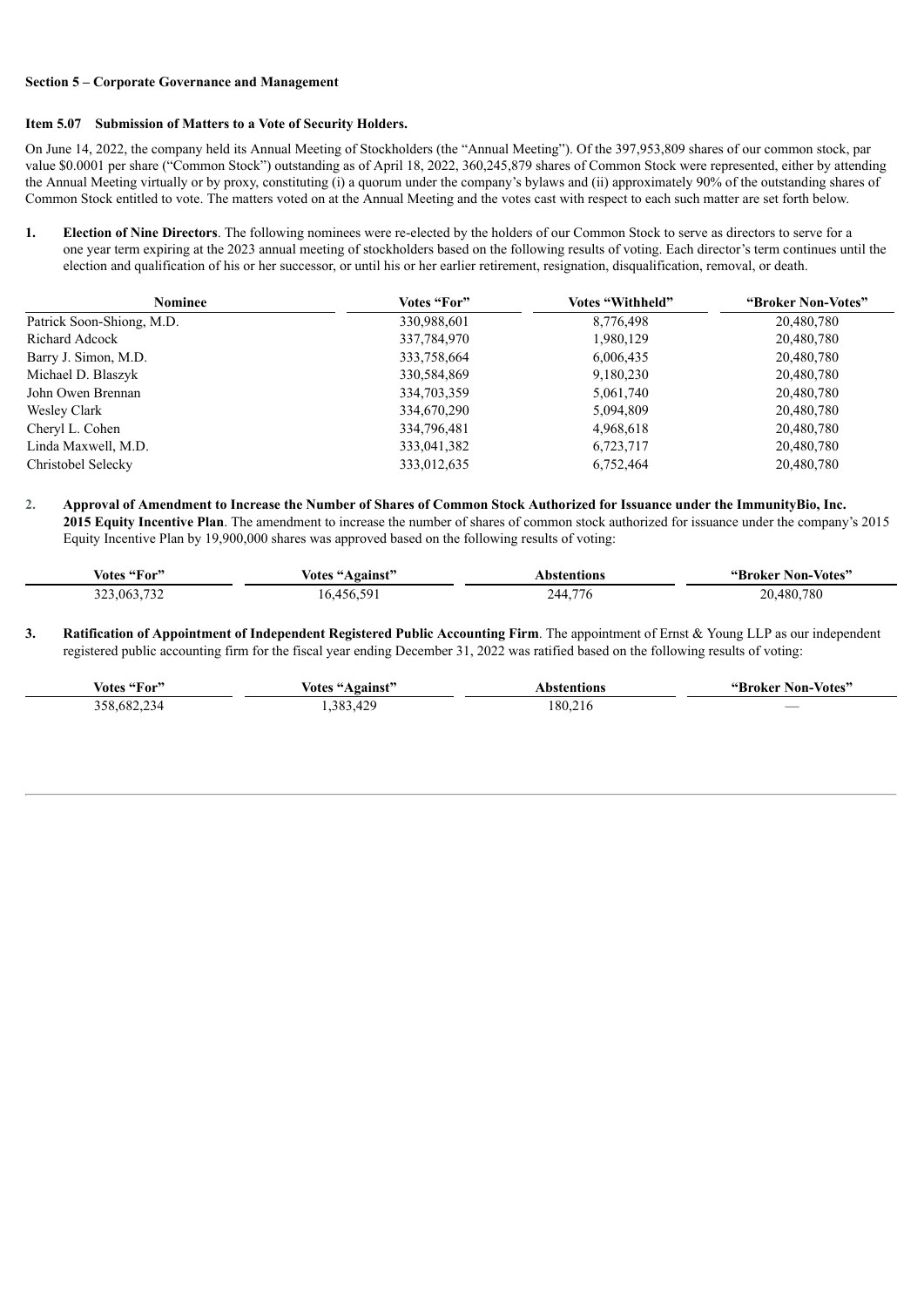**Section 5 – Corporate Governance and Management**

**Item 5.07 Submission of Matters to a Vote of Security Holders.**

On June 14, 2022, the company held its Annual Meeting of Stockholders (the "Annual Meeting"). Of the 397,953,809 shares of our common stock, par value $0.0001 per share ("Common Stock") outstanding as of April 18, 2022, 360,245,879 shares of Common Stock were represented, either by attending the Annual Meeting virtually or by proxy, constituting (i) a quorum under the company's bylaws and (ii) approximately 90% of the outstanding shares of Common Stock entitled to vote. The matters voted on at the Annual Meeting and the votes cast with respect to each such matter are set forth below.

1. **Election of Nine Directors**. The following nominees were re-elected by the holders of our Common Stock to serve as directors to serve for a one year term expiring at the 2023 annual meeting of stockholders based on the following results of voting. Each director's term continues until the election and qualification of his or her successor, or until his or her earlier retirement, resignation, disqualification, removal, or death.

| Nominee | Votes "For" | Votes "Withheld" | "Broker Non-Votes" |
|---|---|---|---|
| Patrick Soon-Shiong, M.D. | 330,988,601 | 8,776,498 | 20,480,780 |
| Richard Adcock | 337,784,970 | 1,980,129 | 20,480,780 |
| Barry J. Simon, M.D. | 333,758,664 | 6,006,435 | 20,480,780 |
| Michael D. Blaszyk | 330,584,869 | 9,180,230 | 20,480,780 |
| John Owen Brennan | 334,703,359 | 5,061,740 | 20,480,780 |
| Wesley Clark | 334,670,290 | 5,094,809 | 20,480,780 |
| Cheryl L. Cohen | 334,796,481 | 4,968,618 | 20,480,780 |
| Linda Maxwell, M.D. | 333,041,382 | 6,723,717 | 20,480,780 |
| Christobel Selecky | 333,012,635 | 6,752,464 | 20,480,780 |

2. **Approval of Amendment to Increase the Number of Shares of Common Stock Authorized for Issuance under the ImmunityBio, Inc. 2015 Equity Incentive Plan**. The amendment to increase the number of shares of common stock authorized for issuance under the company's 2015 Equity Incentive Plan by 19,900,000 shares was approved based on the following results of voting:

| Votes "For" | Votes "Against" | Abstentions | "Broker Non-Votes" |
|---|---|---|---|
| 323,063,732 | 16,456,591 | 244,776 | 20,480,780 |

3. **Ratification of Appointment of Independent Registered Public Accounting Firm**. The appointment of Ernst & Young LLP as our independent registered public accounting firm for the fiscal year ending December 31, 2022 was ratified based on the following results of voting:

| Votes "For" | Votes "Against" | Abstentions | "Broker Non-Votes" |
|---|---|---|---|
| 358,682,234 | 1,383,429 | 180,216 | — |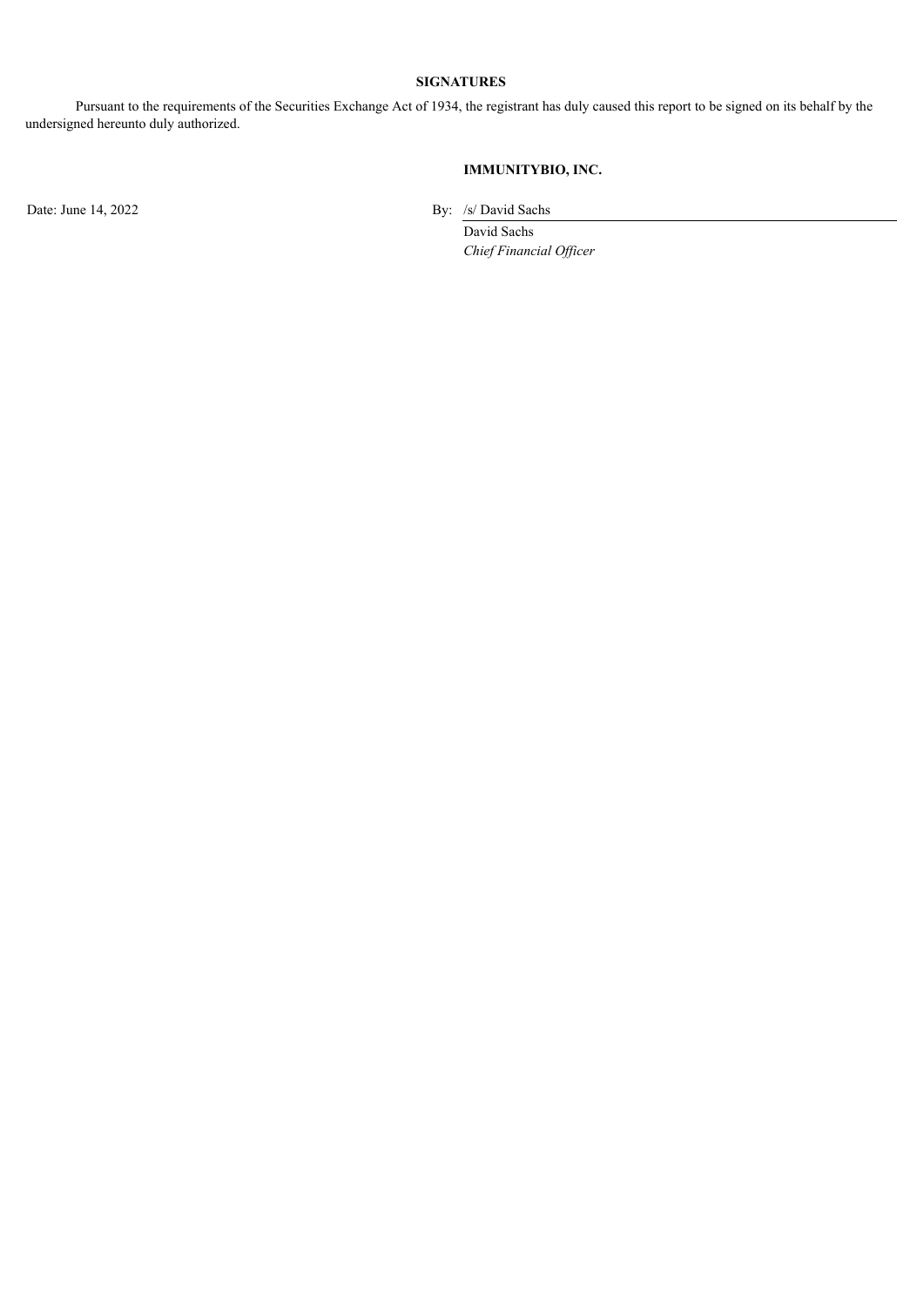**SIGNATURES**

Pursuant to the requirements of the Securities Exchange Act of 1934, the registrant has duly caused this report to be signed on its behalf by the undersigned hereunto duly authorized.

**IMMUNITYBIO, INC.**

Date: June 14, 2022

By: /s/ David Sachs

David Sachs
*Chief Financial Officer*